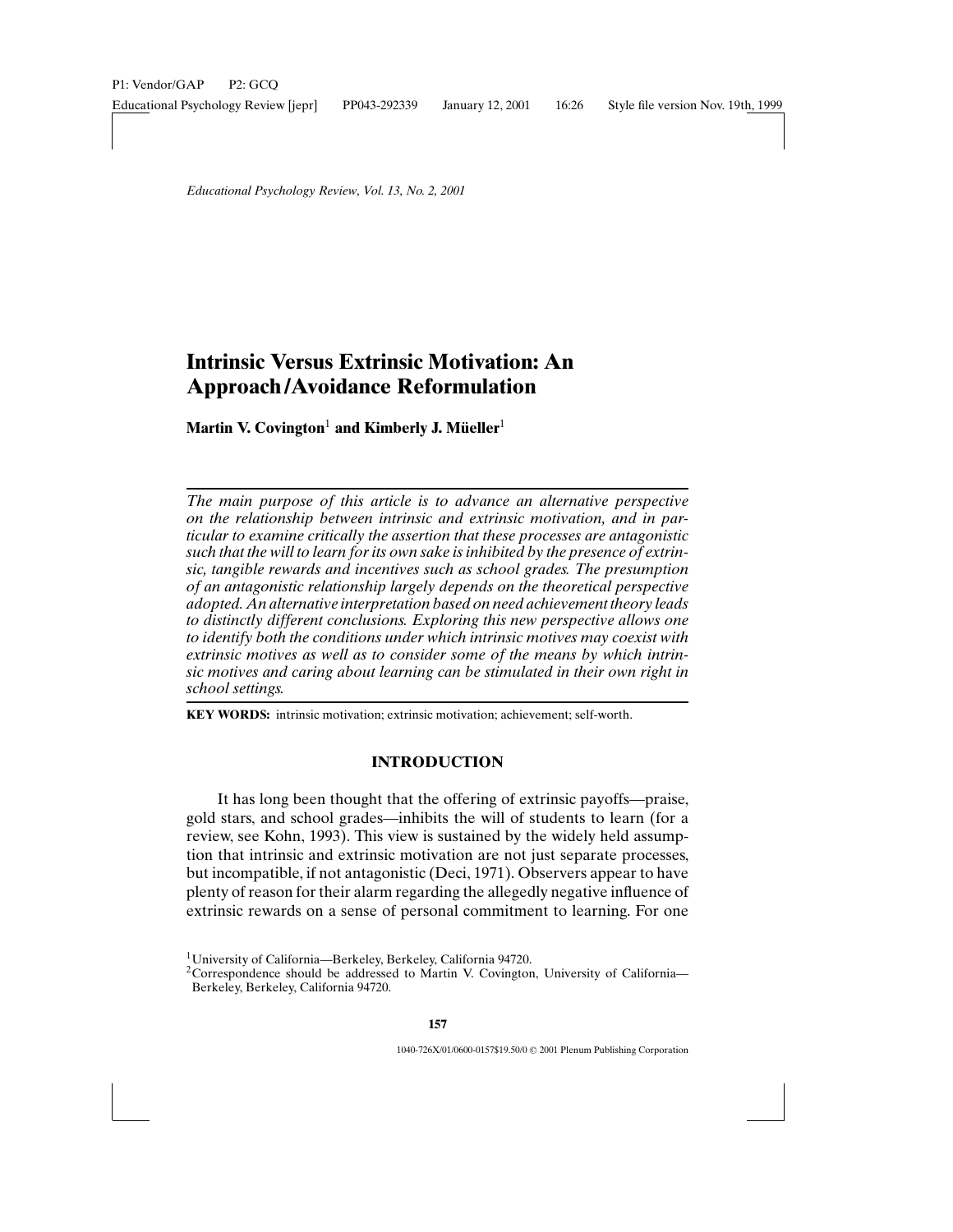*Educational Psychology Review, Vol. 13, No. 2, 2001*

# Intrinsic Versus Extrinsic Motivation: An Approach/Avoidance Reformulation

**Martin V. Covington**[1] **and Kimberly J. Müeller**[1]

*The main purpose of this article is to advance an alternative perspective on the relationship between intrinsic and extrinsic motivation, and in particular to examine critically the assertion that these processes are antagonistic such that the will to learn for its own sake is inhibited by the presence of extrinsic, tangible rewards and incentives such as school grades. The presumption of an antagonistic relationship largely depends on the theoretical perspective adopted. An alternative interpretation based on need achievement theory leads to distinctly different conclusions. Exploring this new perspective allows one to identify both the conditions under which intrinsic motives may coexist with extrinsic motives as well as to consider some of the means by which intrinsic motives and caring about learning can be stimulated in their own right in school settings.*

**KEY WORDS:** intrinsic motivation; extrinsic motivation; achievement; self-worth.

## INTRODUCTION

It has long been thought that the offering of extrinsic payoffs—praise, gold stars, and school grades—inhibits the will of students to learn (for a review, see Kohn, 1993). This view is sustained by the widely held assumption that intrinsic and extrinsic motivation are not just separate processes, but incompatible, if not antagonistic (Deci, 1971). Observers appear to have plenty of reason for their alarm regarding the allegedly negative influence of extrinsic rewards on a sense of personal commitment to learning. For one

[1] University of California—Berkeley, Berkeley, California 94720.

[2] Correspondence should be addressed to Martin V. Covington, University of California—Berkeley, Berkeley, California 94720.

1040-726X/01/0600-0157$19.50/0 © 2001 Plenum Publishing Corporation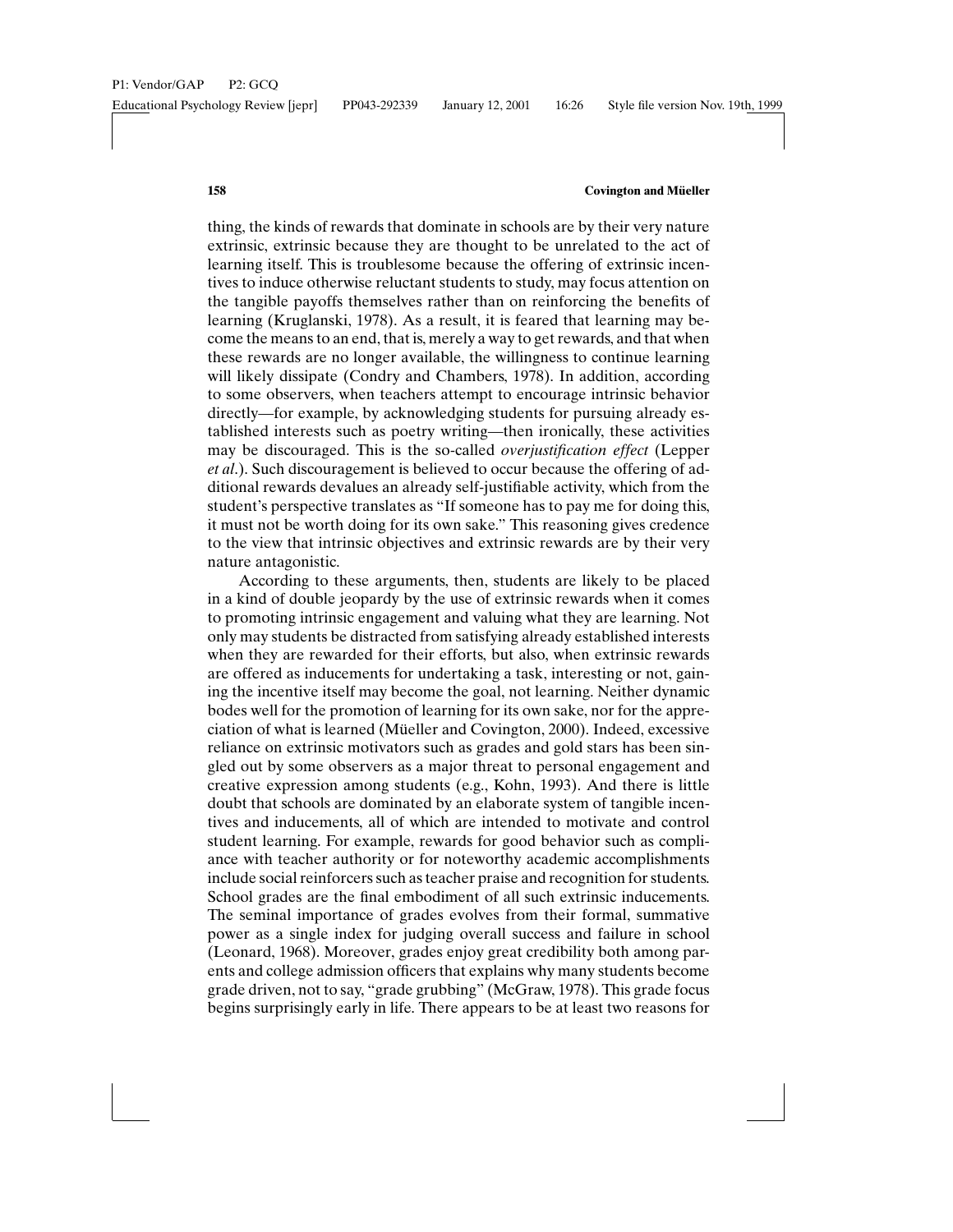thing, the kinds of rewards that dominate in schools are by their very nature extrinsic, extrinsic because they are thought to be unrelated to the act of learning itself. This is troublesome because the offering of extrinsic incentives to induce otherwise reluctant students to study, may focus attention on the tangible payoffs themselves rather than on reinforcing the benefits of learning (Kruglanski, 1978). As a result, it is feared that learning may become the means to an end, that is, merely a way to get rewards, and that when these rewards are no longer available, the willingness to continue learning will likely dissipate (Condry and Chambers, 1978). In addition, according to some observers, when teachers attempt to encourage intrinsic behavior directly—for example, by acknowledging students for pursuing already established interests such as poetry writing—then ironically, these activities may be discouraged. This is the so-called *overjustification effect* (Lepper *et al*.). Such discouragement is believed to occur because the offering of additional rewards devalues an already self-justifiable activity, which from the student's perspective translates as "If someone has to pay me for doing this, it must not be worth doing for its own sake." This reasoning gives credence to the view that intrinsic objectives and extrinsic rewards are by their very nature antagonistic.

According to these arguments, then, students are likely to be placed in a kind of double jeopardy by the use of extrinsic rewards when it comes to promoting intrinsic engagement and valuing what they are learning. Not only may students be distracted from satisfying already established interests when they are rewarded for their efforts, but also, when extrinsic rewards are offered as inducements for undertaking a task, interesting or not, gaining the incentive itself may become the goal, not learning. Neither dynamic bodes well for the promotion of learning for its own sake, nor for the appreciation of what is learned (Müeller and Covington, 2000). Indeed, excessive reliance on extrinsic motivators such as grades and gold stars has been singled out by some observers as a major threat to personal engagement and creative expression among students (e.g., Kohn, 1993). And there is little doubt that schools are dominated by an elaborate system of tangible incentives and inducements, all of which are intended to motivate and control student learning. For example, rewards for good behavior such as compliance with teacher authority or for noteworthy academic accomplishments include social reinforcers such as teacher praise and recognition for students. School grades are the final embodiment of all such extrinsic inducements. The seminal importance of grades evolves from their formal, summative power as a single index for judging overall success and failure in school (Leonard, 1968). Moreover, grades enjoy great credibility both among parents and college admission officers that explains why many students become grade driven, not to say, "grade grubbing" (McGraw, 1978). This grade focus begins surprisingly early in life. There appears to be at least two reasons for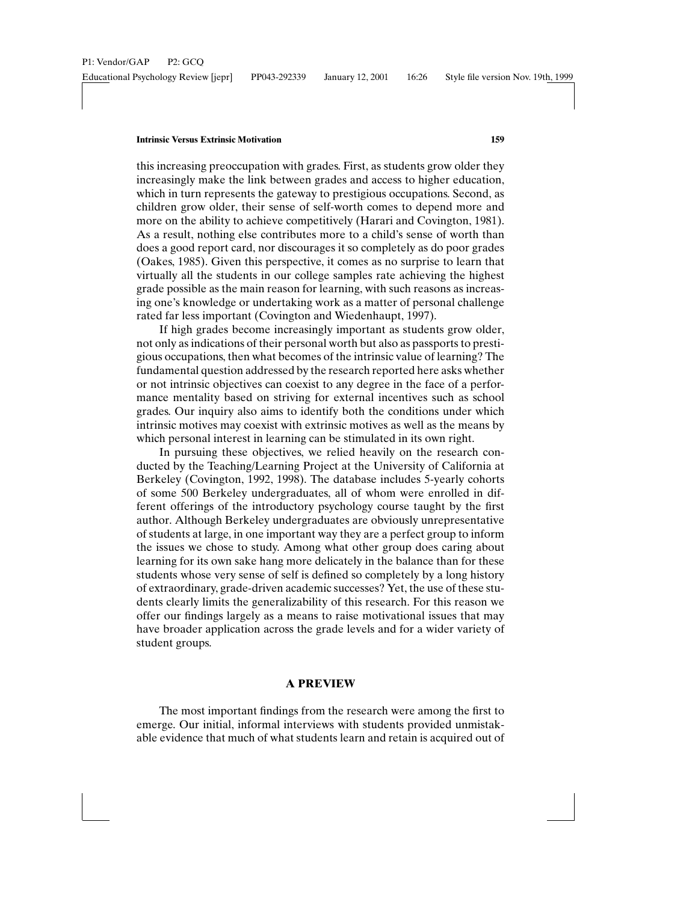this increasing preoccupation with grades. First, as students grow older they increasingly make the link between grades and access to higher education, which in turn represents the gateway to prestigious occupations. Second, as children grow older, their sense of self-worth comes to depend more and more on the ability to achieve competitively (Harari and Covington, 1981). As a result, nothing else contributes more to a child's sense of worth than does a good report card, nor discourages it so completely as do poor grades (Oakes, 1985). Given this perspective, it comes as no surprise to learn that virtually all the students in our college samples rate achieving the highest grade possible as the main reason for learning, with such reasons as increasing one's knowledge or undertaking work as a matter of personal challenge rated far less important (Covington and Wiedenhaupt, 1997).

If high grades become increasingly important as students grow older, not only as indications of their personal worth but also as passports to prestigious occupations, then what becomes of the intrinsic value of learning? The fundamental question addressed by the research reported here asks whether or not intrinsic objectives can coexist to any degree in the face of a performance mentality based on striving for external incentives such as school grades. Our inquiry also aims to identify both the conditions under which intrinsic motives may coexist with extrinsic motives as well as the means by which personal interest in learning can be stimulated in its own right.

In pursuing these objectives, we relied heavily on the research conducted by the Teaching/Learning Project at the University of California at Berkeley (Covington, 1992, 1998). The database includes 5-yearly cohorts of some 500 Berkeley undergraduates, all of whom were enrolled in different offerings of the introductory psychology course taught by the first author. Although Berkeley undergraduates are obviously unrepresentative of students at large, in one important way they are a perfect group to inform the issues we chose to study. Among what other group does caring about learning for its own sake hang more delicately in the balance than for these students whose very sense of self is defined so completely by a long history of extraordinary, grade-driven academic successes? Yet, the use of these students clearly limits the generalizability of this research. For this reason we offer our findings largely as a means to raise motivational issues that may have broader application across the grade levels and for a wider variety of student groups.

## A PREVIEW

The most important findings from the research were among the first to emerge. Our initial, informal interviews with students provided unmistakable evidence that much of what students learn and retain is acquired out of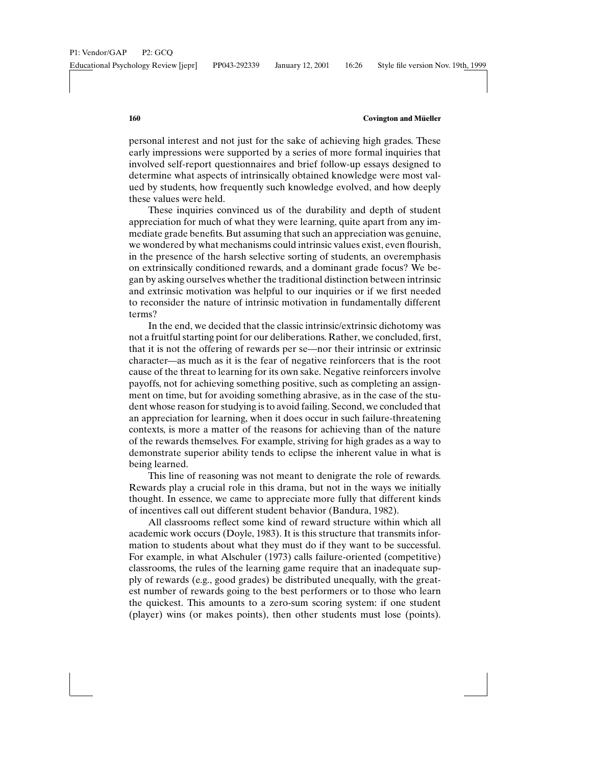personal interest and not just for the sake of achieving high grades. These early impressions were supported by a series of more formal inquiries that involved self-report questionnaires and brief follow-up essays designed to determine what aspects of intrinsically obtained knowledge were most valued by students, how frequently such knowledge evolved, and how deeply these values were held.

These inquiries convinced us of the durability and depth of student appreciation for much of what they were learning, quite apart from any immediate grade benefits. But assuming that such an appreciation was genuine, we wondered by what mechanisms could intrinsic values exist, even flourish, in the presence of the harsh selective sorting of students, an overemphasis on extrinsically conditioned rewards, and a dominant grade focus? We began by asking ourselves whether the traditional distinction between intrinsic and extrinsic motivation was helpful to our inquiries or if we first needed to reconsider the nature of intrinsic motivation in fundamentally different terms?

In the end, we decided that the classic intrinsic/extrinsic dichotomy was not a fruitful starting point for our deliberations. Rather, we concluded, first, that it is not the offering of rewards per se—nor their intrinsic or extrinsic character—as much as it is the fear of negative reinforcers that is the root cause of the threat to learning for its own sake. Negative reinforcers involve payoffs, not for achieving something positive, such as completing an assignment on time, but for avoiding something abrasive, as in the case of the student whose reason for studying is to avoid failing. Second, we concluded that an appreciation for learning, when it does occur in such failure-threatening contexts, is more a matter of the reasons for achieving than of the nature of the rewards themselves. For example, striving for high grades as a way to demonstrate superior ability tends to eclipse the inherent value in what is being learned.

This line of reasoning was not meant to denigrate the role of rewards. Rewards play a crucial role in this drama, but not in the ways we initially thought. In essence, we came to appreciate more fully that different kinds of incentives call out different student behavior (Bandura, 1982).

All classrooms reflect some kind of reward structure within which all academic work occurs (Doyle, 1983). It is this structure that transmits information to students about what they must do if they want to be successful. For example, in what Alschuler (1973) calls failure-oriented (competitive) classrooms, the rules of the learning game require that an inadequate supply of rewards (e.g., good grades) be distributed unequally, with the greatest number of rewards going to the best performers or to those who learn the quickest. This amounts to a zero-sum scoring system: if one student (player) wins (or makes points), then other students must lose (points).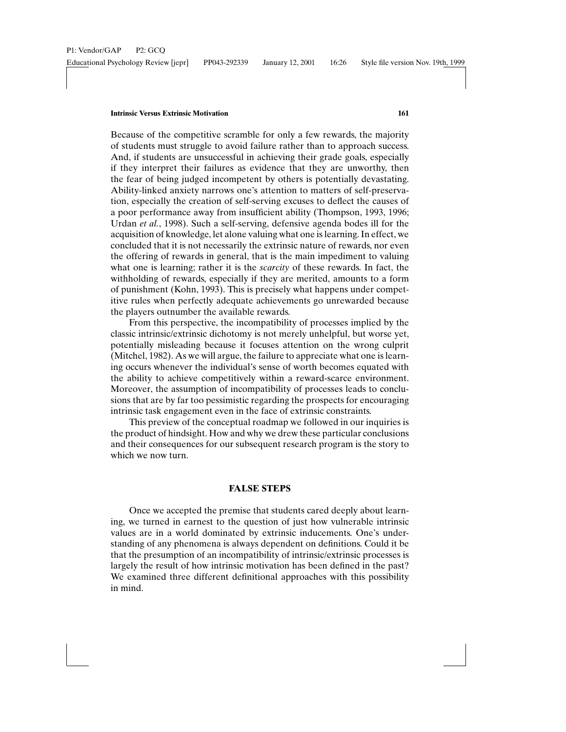Because of the competitive scramble for only a few rewards, the majority of students must struggle to avoid failure rather than to approach success. And, if students are unsuccessful in achieving their grade goals, especially if they interpret their failures as evidence that they are unworthy, then the fear of being judged incompetent by others is potentially devastating. Ability-linked anxiety narrows one's attention to matters of self-preservation, especially the creation of self-serving excuses to deflect the causes of a poor performance away from insufficient ability (Thompson, 1993, 1996; Urdan *et al.*, 1998). Such a self-serving, defensive agenda bodes ill for the acquisition of knowledge, let alone valuing what one is learning. In effect, we concluded that it is not necessarily the extrinsic nature of rewards, nor even the offering of rewards in general, that is the main impediment to valuing what one is learning; rather it is the *scarcity* of these rewards. In fact, the withholding of rewards, especially if they are merited, amounts to a form of punishment (Kohn, 1993). This is precisely what happens under competitive rules when perfectly adequate achievements go unrewarded because the players outnumber the available rewards.

From this perspective, the incompatibility of processes implied by the classic intrinsic/extrinsic dichotomy is not merely unhelpful, but worse yet, potentially misleading because it focuses attention on the wrong culprit (Mitchel, 1982). As we will argue, the failure to appreciate what one is learning occurs whenever the individual's sense of worth becomes equated with the ability to achieve competitively within a reward-scarce environment. Moreover, the assumption of incompatibility of processes leads to conclusions that are by far too pessimistic regarding the prospects for encouraging intrinsic task engagement even in the face of extrinsic constraints.

This preview of the conceptual roadmap we followed in our inquiries is the product of hindsight. How and why we drew these particular conclusions and their consequences for our subsequent research program is the story to which we now turn.

## FALSE STEPS

Once we accepted the premise that students cared deeply about learning, we turned in earnest to the question of just how vulnerable intrinsic values are in a world dominated by extrinsic inducements. One's understanding of any phenomena is always dependent on definitions. Could it be that the presumption of an incompatibility of intrinsic/extrinsic processes is largely the result of how intrinsic motivation has been defined in the past? We examined three different definitional approaches with this possibility in mind.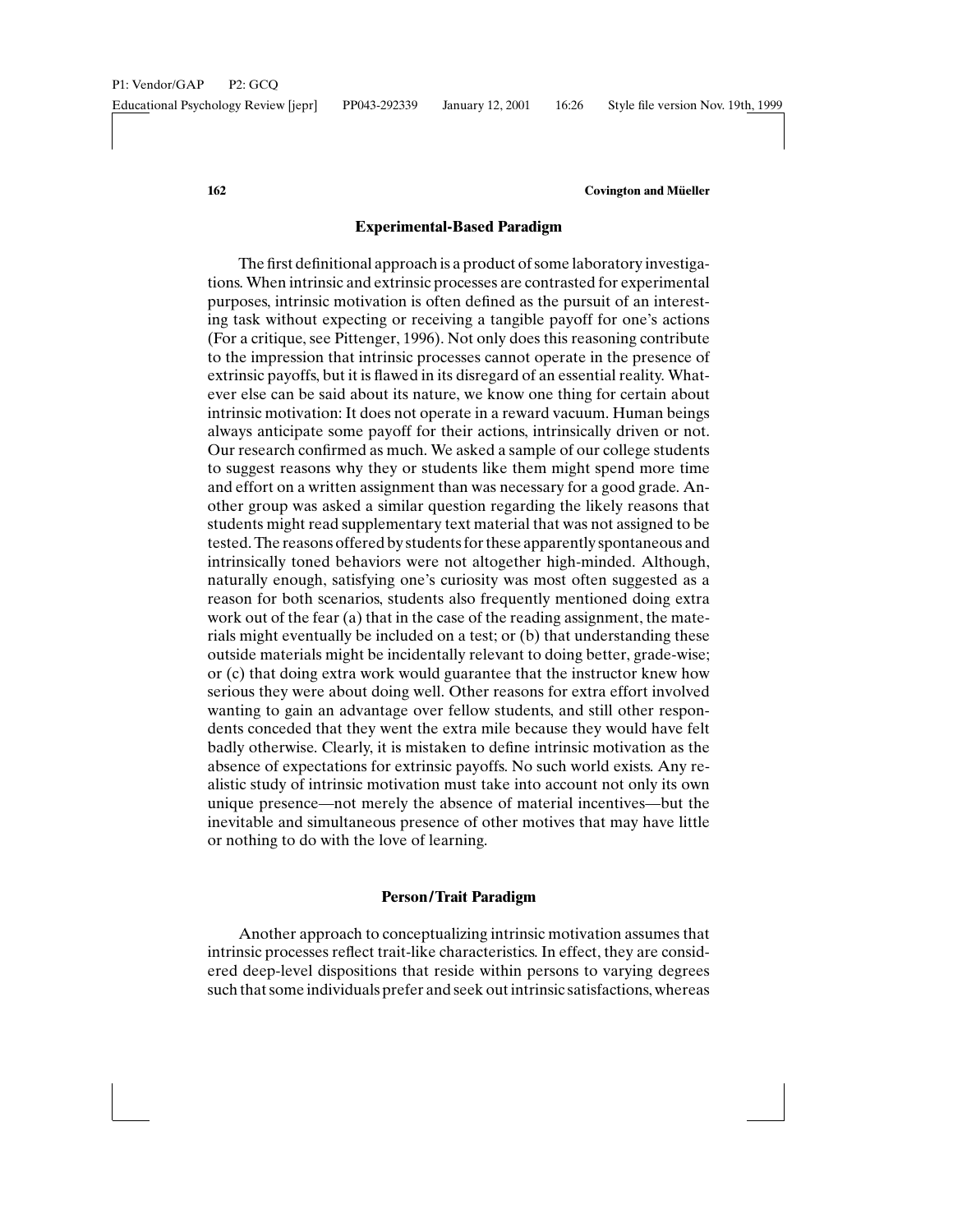### Experimental-Based Paradigm

The first definitional approach is a product of some laboratory investigations. When intrinsic and extrinsic processes are contrasted for experimental purposes, intrinsic motivation is often defined as the pursuit of an interesting task without expecting or receiving a tangible payoff for one's actions (For a critique, see Pittenger, 1996). Not only does this reasoning contribute to the impression that intrinsic processes cannot operate in the presence of extrinsic payoffs, but it is flawed in its disregard of an essential reality. Whatever else can be said about its nature, we know one thing for certain about intrinsic motivation: It does not operate in a reward vacuum. Human beings always anticipate some payoff for their actions, intrinsically driven or not. Our research confirmed as much. We asked a sample of our college students to suggest reasons why they or students like them might spend more time and effort on a written assignment than was necessary for a good grade. Another group was asked a similar question regarding the likely reasons that students might read supplementary text material that was not assigned to be tested. The reasons offered by students for these apparently spontaneous and intrinsically toned behaviors were not altogether high-minded. Although, naturally enough, satisfying one's curiosity was most often suggested as a reason for both scenarios, students also frequently mentioned doing extra work out of the fear (a) that in the case of the reading assignment, the materials might eventually be included on a test; or (b) that understanding these outside materials might be incidentally relevant to doing better, grade-wise; or (c) that doing extra work would guarantee that the instructor knew how serious they were about doing well. Other reasons for extra effort involved wanting to gain an advantage over fellow students, and still other respondents conceded that they went the extra mile because they would have felt badly otherwise. Clearly, it is mistaken to define intrinsic motivation as the absence of expectations for extrinsic payoffs. No such world exists. Any realistic study of intrinsic motivation must take into account not only its own unique presence—not merely the absence of material incentives—but the inevitable and simultaneous presence of other motives that may have little or nothing to do with the love of learning.

### Person/Trait Paradigm

Another approach to conceptualizing intrinsic motivation assumes that intrinsic processes reflect trait-like characteristics. In effect, they are considered deep-level dispositions that reside within persons to varying degrees such that some individuals prefer and seek out intrinsic satisfactions, whereas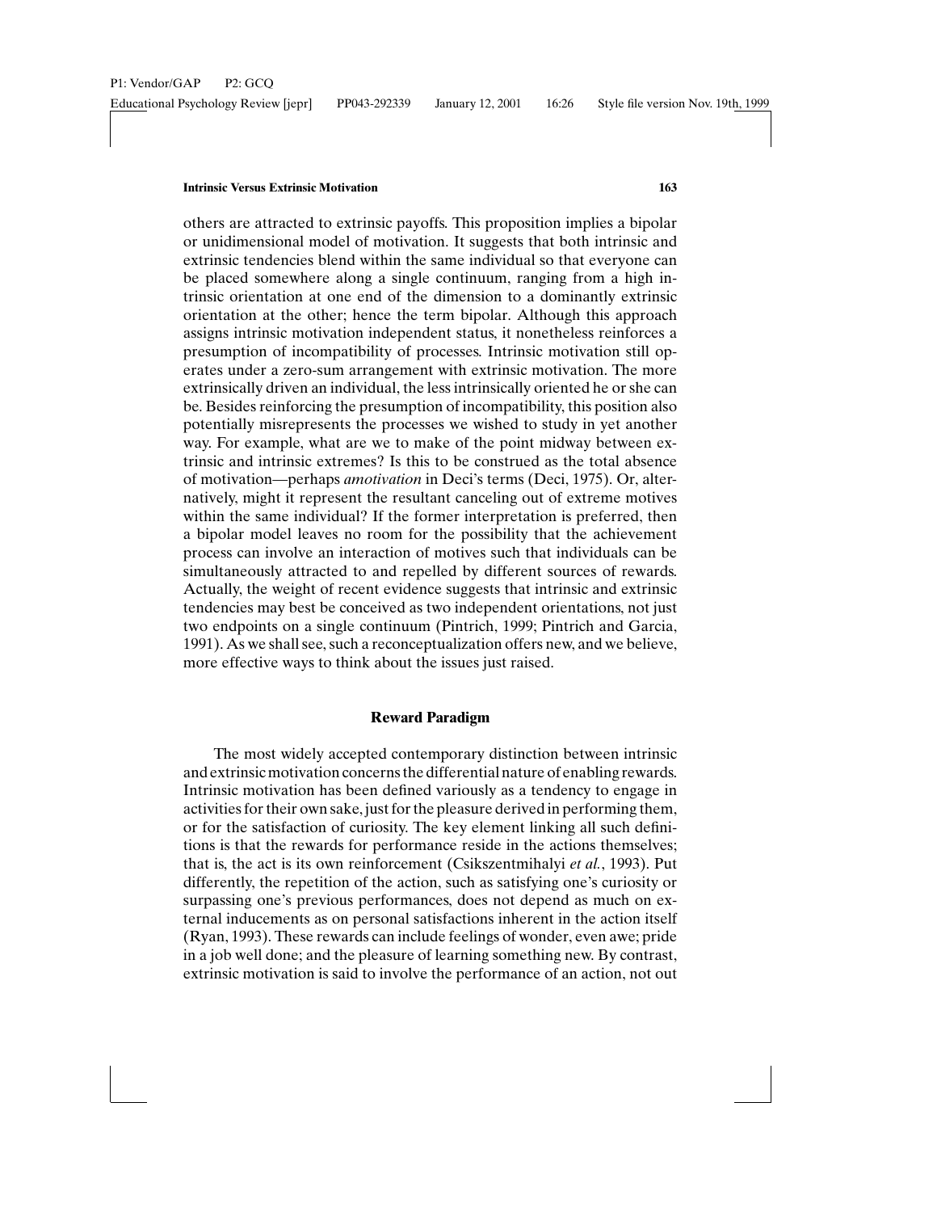others are attracted to extrinsic payoffs. This proposition implies a bipolar or unidimensional model of motivation. It suggests that both intrinsic and extrinsic tendencies blend within the same individual so that everyone can be placed somewhere along a single continuum, ranging from a high intrinsic orientation at one end of the dimension to a dominantly extrinsic orientation at the other; hence the term bipolar. Although this approach assigns intrinsic motivation independent status, it nonetheless reinforces a presumption of incompatibility of processes. Intrinsic motivation still operates under a zero-sum arrangement with extrinsic motivation. The more extrinsically driven an individual, the less intrinsically oriented he or she can be. Besides reinforcing the presumption of incompatibility, this position also potentially misrepresents the processes we wished to study in yet another way. For example, what are we to make of the point midway between extrinsic and intrinsic extremes? Is this to be construed as the total absence of motivation—perhaps *amotivation* in Deci's terms (Deci, 1975). Or, alternatively, might it represent the resultant canceling out of extreme motives within the same individual? If the former interpretation is preferred, then a bipolar model leaves no room for the possibility that the achievement process can involve an interaction of motives such that individuals can be simultaneously attracted to and repelled by different sources of rewards. Actually, the weight of recent evidence suggests that intrinsic and extrinsic tendencies may best be conceived as two independent orientations, not just two endpoints on a single continuum (Pintrich, 1999; Pintrich and Garcia, 1991). As we shall see, such a reconceptualization offers new, and we believe, more effective ways to think about the issues just raised.

### Reward Paradigm

The most widely accepted contemporary distinction between intrinsic and extrinsic motivation concerns the differential nature of enabling rewards. Intrinsic motivation has been defined variously as a tendency to engage in activities for their own sake, just for the pleasure derived in performing them, or for the satisfaction of curiosity. The key element linking all such definitions is that the rewards for performance reside in the actions themselves; that is, the act is its own reinforcement (Csikszentmihalyi *et al.*, 1993). Put differently, the repetition of the action, such as satisfying one's curiosity or surpassing one's previous performances, does not depend as much on external inducements as on personal satisfactions inherent in the action itself (Ryan, 1993). These rewards can include feelings of wonder, even awe; pride in a job well done; and the pleasure of learning something new. By contrast, extrinsic motivation is said to involve the performance of an action, not out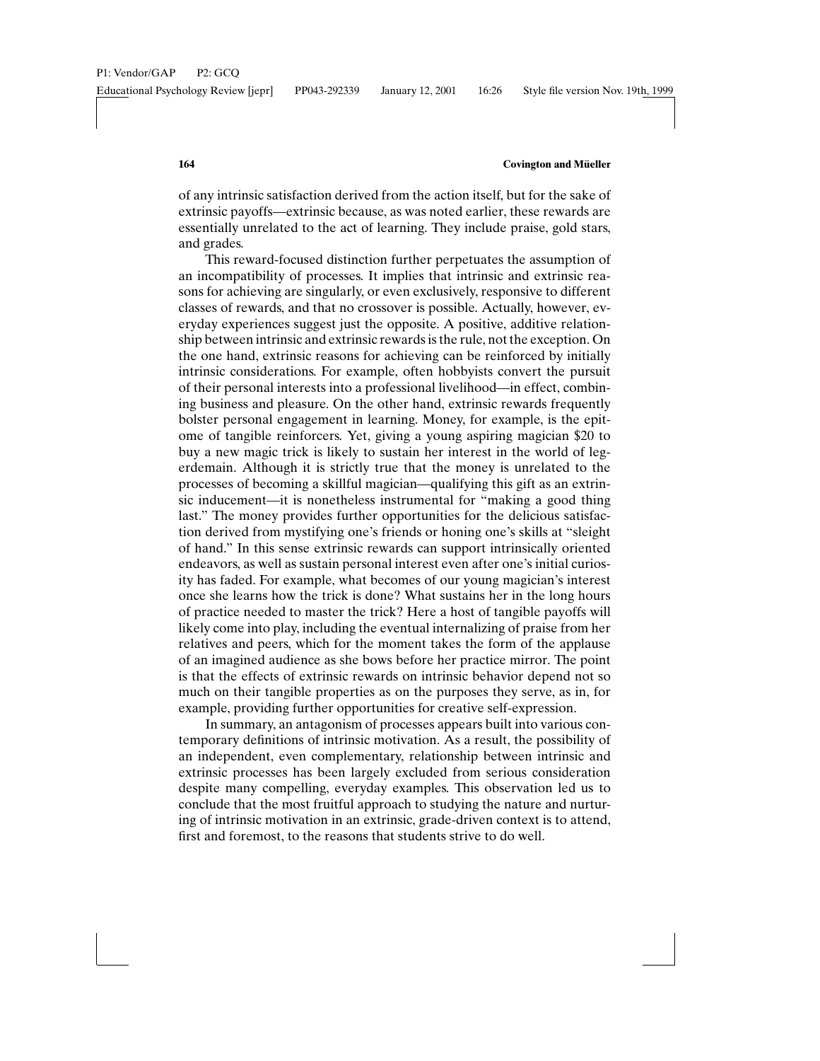of any intrinsic satisfaction derived from the action itself, but for the sake of extrinsic payoffs—extrinsic because, as was noted earlier, these rewards are essentially unrelated to the act of learning. They include praise, gold stars, and grades.

This reward-focused distinction further perpetuates the assumption of an incompatibility of processes. It implies that intrinsic and extrinsic reasons for achieving are singularly, or even exclusively, responsive to different classes of rewards, and that no crossover is possible. Actually, however, everyday experiences suggest just the opposite. A positive, additive relationship between intrinsic and extrinsic rewards is the rule, not the exception. On the one hand, extrinsic reasons for achieving can be reinforced by initially intrinsic considerations. For example, often hobbyists convert the pursuit of their personal interests into a professional livelihood—in effect, combining business and pleasure. On the other hand, extrinsic rewards frequently bolster personal engagement in learning. Money, for example, is the epitome of tangible reinforcers. Yet, giving a young aspiring magician $20 to buy a new magic trick is likely to sustain her interest in the world of legerdemain. Although it is strictly true that the money is unrelated to the processes of becoming a skillful magician—qualifying this gift as an extrinsic inducement—it is nonetheless instrumental for "making a good thing last." The money provides further opportunities for the delicious satisfaction derived from mystifying one's friends or honing one's skills at "sleight of hand." In this sense extrinsic rewards can support intrinsically oriented endeavors, as well as sustain personal interest even after one's initial curiosity has faded. For example, what becomes of our young magician's interest once she learns how the trick is done? What sustains her in the long hours of practice needed to master the trick? Here a host of tangible payoffs will likely come into play, including the eventual internalizing of praise from her relatives and peers, which for the moment takes the form of the applause of an imagined audience as she bows before her practice mirror. The point is that the effects of extrinsic rewards on intrinsic behavior depend not so much on their tangible properties as on the purposes they serve, as in, for example, providing further opportunities for creative self-expression.

In summary, an antagonism of processes appears built into various contemporary definitions of intrinsic motivation. As a result, the possibility of an independent, even complementary, relationship between intrinsic and extrinsic processes has been largely excluded from serious consideration despite many compelling, everyday examples. This observation led us to conclude that the most fruitful approach to studying the nature and nurturing of intrinsic motivation in an extrinsic, grade-driven context is to attend, first and foremost, to the reasons that students strive to do well.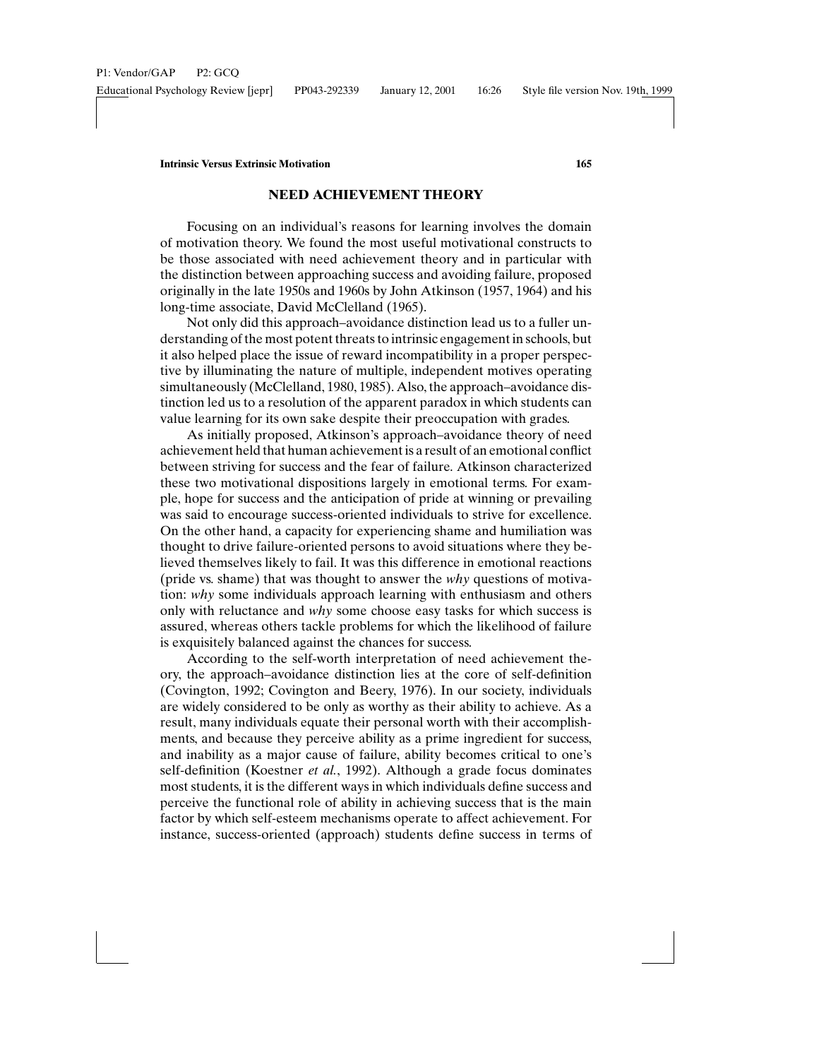## NEED ACHIEVEMENT THEORY

Focusing on an individual's reasons for learning involves the domain of motivation theory. We found the most useful motivational constructs to be those associated with need achievement theory and in particular with the distinction between approaching success and avoiding failure, proposed originally in the late 1950s and 1960s by John Atkinson (1957, 1964) and his long-time associate, David McClelland (1965).

Not only did this approach–avoidance distinction lead us to a fuller understanding of the most potent threats to intrinsic engagement in schools, but it also helped place the issue of reward incompatibility in a proper perspective by illuminating the nature of multiple, independent motives operating simultaneously (McClelland, 1980, 1985). Also, the approach–avoidance distinction led us to a resolution of the apparent paradox in which students can value learning for its own sake despite their preoccupation with grades.

As initially proposed, Atkinson's approach–avoidance theory of need achievement held that human achievement is a result of an emotional conflict between striving for success and the fear of failure. Atkinson characterized these two motivational dispositions largely in emotional terms. For example, hope for success and the anticipation of pride at winning or prevailing was said to encourage success-oriented individuals to strive for excellence. On the other hand, a capacity for experiencing shame and humiliation was thought to drive failure-oriented persons to avoid situations where they believed themselves likely to fail. It was this difference in emotional reactions (pride vs. shame) that was thought to answer the *why* questions of motivation: *why* some individuals approach learning with enthusiasm and others only with reluctance and *why* some choose easy tasks for which success is assured, whereas others tackle problems for which the likelihood of failure is exquisitely balanced against the chances for success.

According to the self-worth interpretation of need achievement theory, the approach–avoidance distinction lies at the core of self-definition (Covington, 1992; Covington and Beery, 1976). In our society, individuals are widely considered to be only as worthy as their ability to achieve. As a result, many individuals equate their personal worth with their accomplishments, and because they perceive ability as a prime ingredient for success, and inability as a major cause of failure, ability becomes critical to one's self-definition (Koestner *et al.*, 1992). Although a grade focus dominates most students, it is the different ways in which individuals define success and perceive the functional role of ability in achieving success that is the main factor by which self-esteem mechanisms operate to affect achievement. For instance, success-oriented (approach) students define success in terms of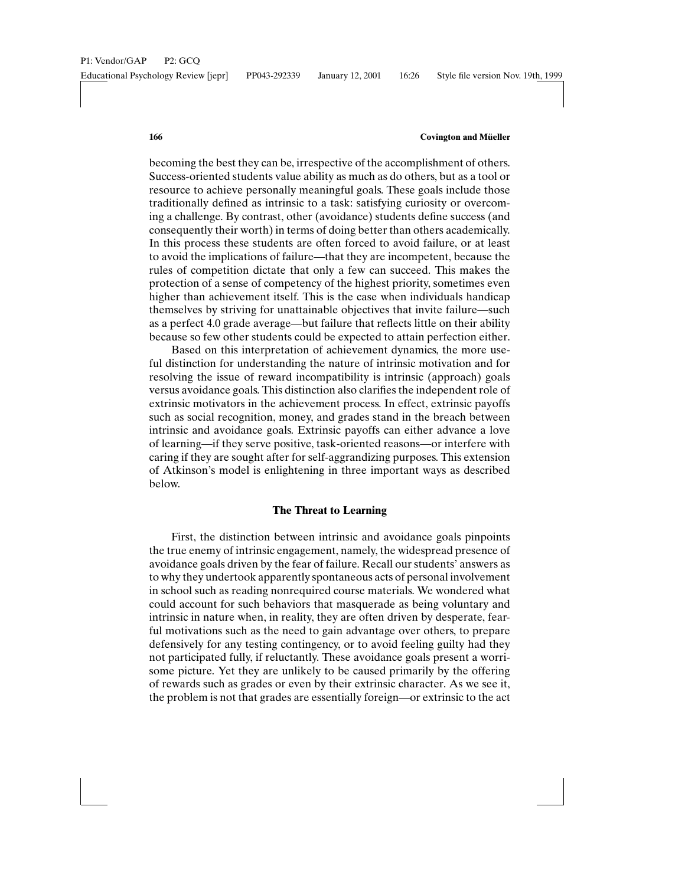becoming the best they can be, irrespective of the accomplishment of others. Success-oriented students value ability as much as do others, but as a tool or resource to achieve personally meaningful goals. These goals include those traditionally defined as intrinsic to a task: satisfying curiosity or overcoming a challenge. By contrast, other (avoidance) students define success (and consequently their worth) in terms of doing better than others academically. In this process these students are often forced to avoid failure, or at least to avoid the implications of failure—that they are incompetent, because the rules of competition dictate that only a few can succeed. This makes the protection of a sense of competency of the highest priority, sometimes even higher than achievement itself. This is the case when individuals handicap themselves by striving for unattainable objectives that invite failure—such as a perfect 4.0 grade average—but failure that reflects little on their ability because so few other students could be expected to attain perfection either.

Based on this interpretation of achievement dynamics, the more useful distinction for understanding the nature of intrinsic motivation and for resolving the issue of reward incompatibility is intrinsic (approach) goals versus avoidance goals. This distinction also clarifies the independent role of extrinsic motivators in the achievement process. In effect, extrinsic payoffs such as social recognition, money, and grades stand in the breach between intrinsic and avoidance goals. Extrinsic payoffs can either advance a love of learning—if they serve positive, task-oriented reasons—or interfere with caring if they are sought after for self-aggrandizing purposes. This extension of Atkinson's model is enlightening in three important ways as described below.

### The Threat to Learning

First, the distinction between intrinsic and avoidance goals pinpoints the true enemy of intrinsic engagement, namely, the widespread presence of avoidance goals driven by the fear of failure. Recall our students' answers as to why they undertook apparently spontaneous acts of personal involvement in school such as reading nonrequired course materials. We wondered what could account for such behaviors that masquerade as being voluntary and intrinsic in nature when, in reality, they are often driven by desperate, fearful motivations such as the need to gain advantage over others, to prepare defensively for any testing contingency, or to avoid feeling guilty had they not participated fully, if reluctantly. These avoidance goals present a worrisome picture. Yet they are unlikely to be caused primarily by the offering of rewards such as grades or even by their extrinsic character. As we see it, the problem is not that grades are essentially foreign—or extrinsic to the act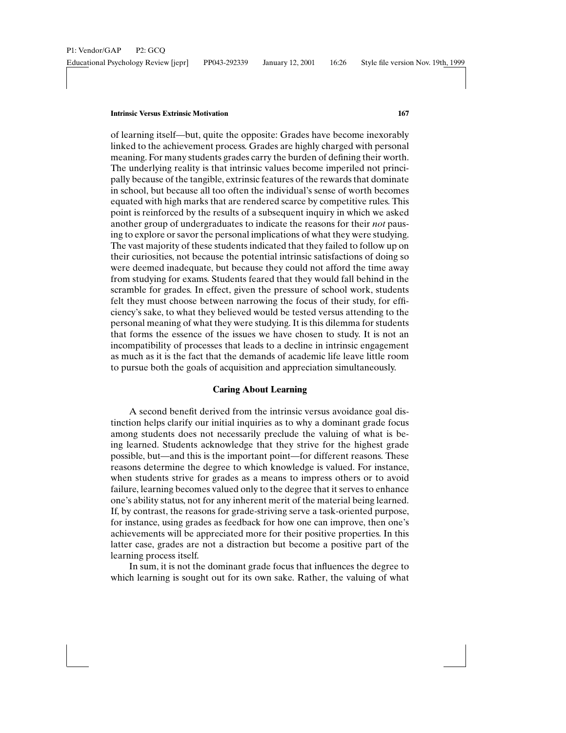of learning itself—but, quite the opposite: Grades have become inexorably linked to the achievement process. Grades are highly charged with personal meaning. For many students grades carry the burden of defining their worth. The underlying reality is that intrinsic values become imperiled not principally because of the tangible, extrinsic features of the rewards that dominate in school, but because all too often the individual's sense of worth becomes equated with high marks that are rendered scarce by competitive rules. This point is reinforced by the results of a subsequent inquiry in which we asked another group of undergraduates to indicate the reasons for their *not* pausing to explore or savor the personal implications of what they were studying. The vast majority of these students indicated that they failed to follow up on their curiosities, not because the potential intrinsic satisfactions of doing so were deemed inadequate, but because they could not afford the time away from studying for exams. Students feared that they would fall behind in the scramble for grades. In effect, given the pressure of school work, students felt they must choose between narrowing the focus of their study, for efficiency's sake, to what they believed would be tested versus attending to the personal meaning of what they were studying. It is this dilemma for students that forms the essence of the issues we have chosen to study. It is not an incompatibility of processes that leads to a decline in intrinsic engagement as much as it is the fact that the demands of academic life leave little room to pursue both the goals of acquisition and appreciation simultaneously.

## Caring About Learning

A second benefit derived from the intrinsic versus avoidance goal distinction helps clarify our initial inquiries as to why a dominant grade focus among students does not necessarily preclude the valuing of what is being learned. Students acknowledge that they strive for the highest grade possible, but—and this is the important point—for different reasons. These reasons determine the degree to which knowledge is valued. For instance, when students strive for grades as a means to impress others or to avoid failure, learning becomes valued only to the degree that it serves to enhance one's ability status, not for any inherent merit of the material being learned. If, by contrast, the reasons for grade-striving serve a task-oriented purpose, for instance, using grades as feedback for how one can improve, then one's achievements will be appreciated more for their positive properties. In this latter case, grades are not a distraction but become a positive part of the learning process itself.

In sum, it is not the dominant grade focus that influences the degree to which learning is sought out for its own sake. Rather, the valuing of what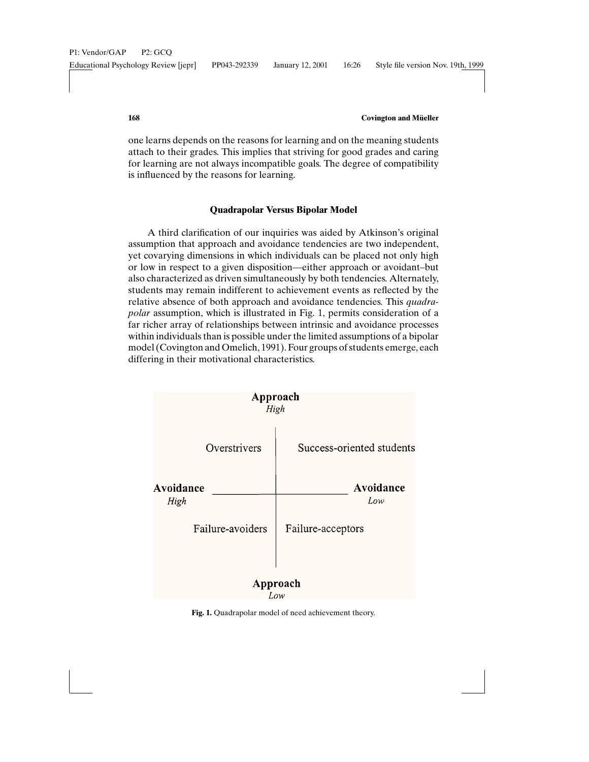one learns depends on the reasons for learning and on the meaning students attach to their grades. This implies that striving for good grades and caring for learning are not always incompatible goals. The degree of compatibility is influenced by the reasons for learning.

### Quadrapolar Versus Bipolar Model

A third clarification of our inquiries was aided by Atkinson's original assumption that approach and avoidance tendencies are two independent, yet covarying dimensions in which individuals can be placed not only high or low in respect to a given disposition—either approach or avoidant–but also characterized as driven simultaneously by both tendencies. Alternately, students may remain indifferent to achievement events as reflected by the relative absence of both approach and avoidance tendencies. This *quadrapolar* assumption, which is illustrated in Fig. 1, permits consideration of a far richer array of relationships between intrinsic and avoidance processes within individuals than is possible under the limited assumptions of a bipolar model (Covington and Omelich, 1991). Four groups of students emerge, each differing in their motivational characteristics.

| | **Avoidance** *High* | **Avoidance** *Low* |
|---|---|---|
| **Approach** *High* | Overstrivers | Success-oriented students |
| **Approach** *Low* | Failure-avoiders | Failure-acceptors |

**Fig. 1.** Quadrapolar model of need achievement theory.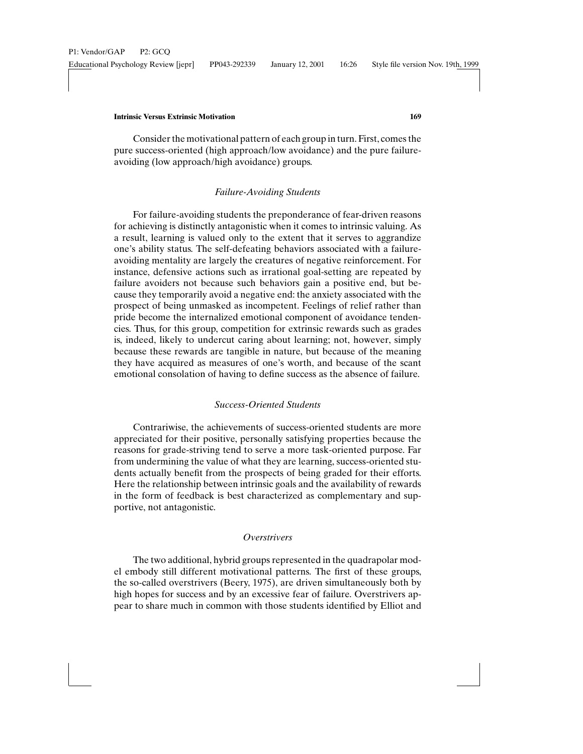Consider the motivational pattern of each group in turn. First, comes the pure success-oriented (high approach/low avoidance) and the pure failure-avoiding (low approach/high avoidance) groups.

### *Failure-Avoiding Students*

For failure-avoiding students the preponderance of fear-driven reasons for achieving is distinctly antagonistic when it comes to intrinsic valuing. As a result, learning is valued only to the extent that it serves to aggrandize one's ability status. The self-defeating behaviors associated with a failure-avoiding mentality are largely the creatures of negative reinforcement. For instance, defensive actions such as irrational goal-setting are repeated by failure avoiders not because such behaviors gain a positive end, but because they temporarily avoid a negative end: the anxiety associated with the prospect of being unmasked as incompetent. Feelings of relief rather than pride become the internalized emotional component of avoidance tendencies. Thus, for this group, competition for extrinsic rewards such as grades is, indeed, likely to undercut caring about learning; not, however, simply because these rewards are tangible in nature, but because of the meaning they have acquired as measures of one's worth, and because of the scant emotional consolation of having to define success as the absence of failure.

### *Success-Oriented Students*

Contrariwise, the achievements of success-oriented students are more appreciated for their positive, personally satisfying properties because the reasons for grade-striving tend to serve a more task-oriented purpose. Far from undermining the value of what they are learning, success-oriented students actually benefit from the prospects of being graded for their efforts. Here the relationship between intrinsic goals and the availability of rewards in the form of feedback is best characterized as complementary and supportive, not antagonistic.

### *Overstrivers*

The two additional, hybrid groups represented in the quadrapolar model embody still different motivational patterns. The first of these groups, the so-called overstrivers (Beery, 1975), are driven simultaneously both by high hopes for success and by an excessive fear of failure. Overstrivers appear to share much in common with those students identified by Elliot and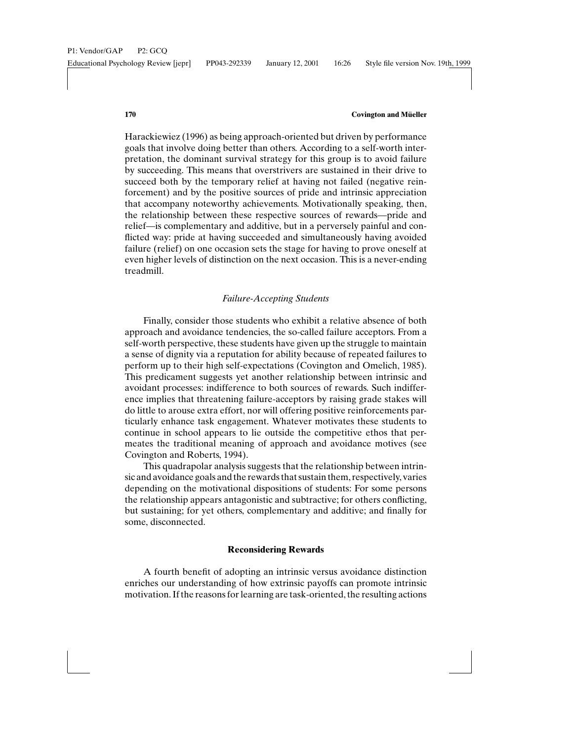Harackiewicz (1996) as being approach-oriented but driven by performance goals that involve doing better than others. According to a self-worth interpretation, the dominant survival strategy for this group is to avoid failure by succeeding. This means that overstrivers are sustained in their drive to succeed both by the temporary relief at having not failed (negative reinforcement) and by the positive sources of pride and intrinsic appreciation that accompany noteworthy achievements. Motivationally speaking, then, the relationship between these respective sources of rewards—pride and relief—is complementary and additive, but in a perversely painful and conflicted way: pride at having succeeded and simultaneously having avoided failure (relief) on one occasion sets the stage for having to prove oneself at even higher levels of distinction on the next occasion. This is a never-ending treadmill.

### *Failure-Accepting Students*

Finally, consider those students who exhibit a relative absence of both approach and avoidance tendencies, the so-called failure acceptors. From a self-worth perspective, these students have given up the struggle to maintain a sense of dignity via a reputation for ability because of repeated failures to perform up to their high self-expectations (Covington and Omelich, 1985). This predicament suggests yet another relationship between intrinsic and avoidant processes: indifference to both sources of rewards. Such indifference implies that threatening failure-acceptors by raising grade stakes will do little to arouse extra effort, nor will offering positive reinforcements particularly enhance task engagement. Whatever motivates these students to continue in school appears to lie outside the competitive ethos that permeates the traditional meaning of approach and avoidance motives (see Covington and Roberts, 1994).

This quadrapolar analysis suggests that the relationship between intrinsic and avoidance goals and the rewards that sustain them, respectively, varies depending on the motivational dispositions of students: For some persons the relationship appears antagonistic and subtractive; for others conflicting, but sustaining; for yet others, complementary and additive; and finally for some, disconnected.

## Reconsidering Rewards

A fourth benefit of adopting an intrinsic versus avoidance distinction enriches our understanding of how extrinsic payoffs can promote intrinsic motivation. If the reasons for learning are task-oriented, the resulting actions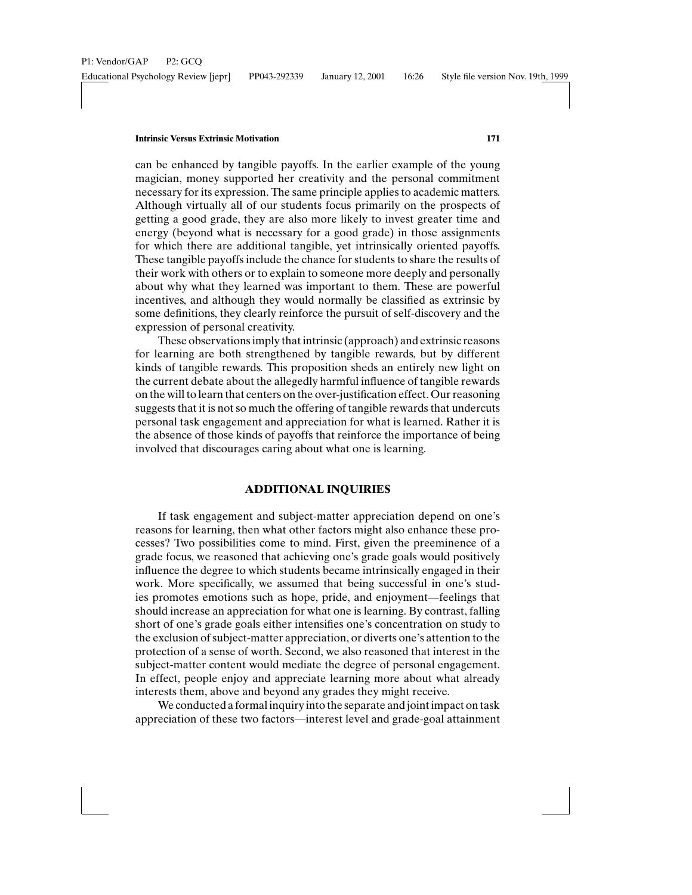can be enhanced by tangible payoffs. In the earlier example of the young magician, money supported her creativity and the personal commitment necessary for its expression. The same principle applies to academic matters. Although virtually all of our students focus primarily on the prospects of getting a good grade, they are also more likely to invest greater time and energy (beyond what is necessary for a good grade) in those assignments for which there are additional tangible, yet intrinsically oriented payoffs. These tangible payoffs include the chance for students to share the results of their work with others or to explain to someone more deeply and personally about why what they learned was important to them. These are powerful incentives, and although they would normally be classified as extrinsic by some definitions, they clearly reinforce the pursuit of self-discovery and the expression of personal creativity.

These observations imply that intrinsic (approach) and extrinsic reasons for learning are both strengthened by tangible rewards, but by different kinds of tangible rewards. This proposition sheds an entirely new light on the current debate about the allegedly harmful influence of tangible rewards on the will to learn that centers on the over-justification effect. Our reasoning suggests that it is not so much the offering of tangible rewards that undercuts personal task engagement and appreciation for what is learned. Rather it is the absence of those kinds of payoffs that reinforce the importance of being involved that discourages caring about what one is learning.

## ADDITIONAL INQUIRIES

If task engagement and subject-matter appreciation depend on one's reasons for learning, then what other factors might also enhance these processes? Two possibilities come to mind. First, given the preeminence of a grade focus, we reasoned that achieving one's grade goals would positively influence the degree to which students became intrinsically engaged in their work. More specifically, we assumed that being successful in one's studies promotes emotions such as hope, pride, and enjoyment—feelings that should increase an appreciation for what one is learning. By contrast, falling short of one's grade goals either intensifies one's concentration on study to the exclusion of subject-matter appreciation, or diverts one's attention to the protection of a sense of worth. Second, we also reasoned that interest in the subject-matter content would mediate the degree of personal engagement. In effect, people enjoy and appreciate learning more about what already interests them, above and beyond any grades they might receive.

We conducted a formal inquiry into the separate and joint impact on task appreciation of these two factors—interest level and grade-goal attainment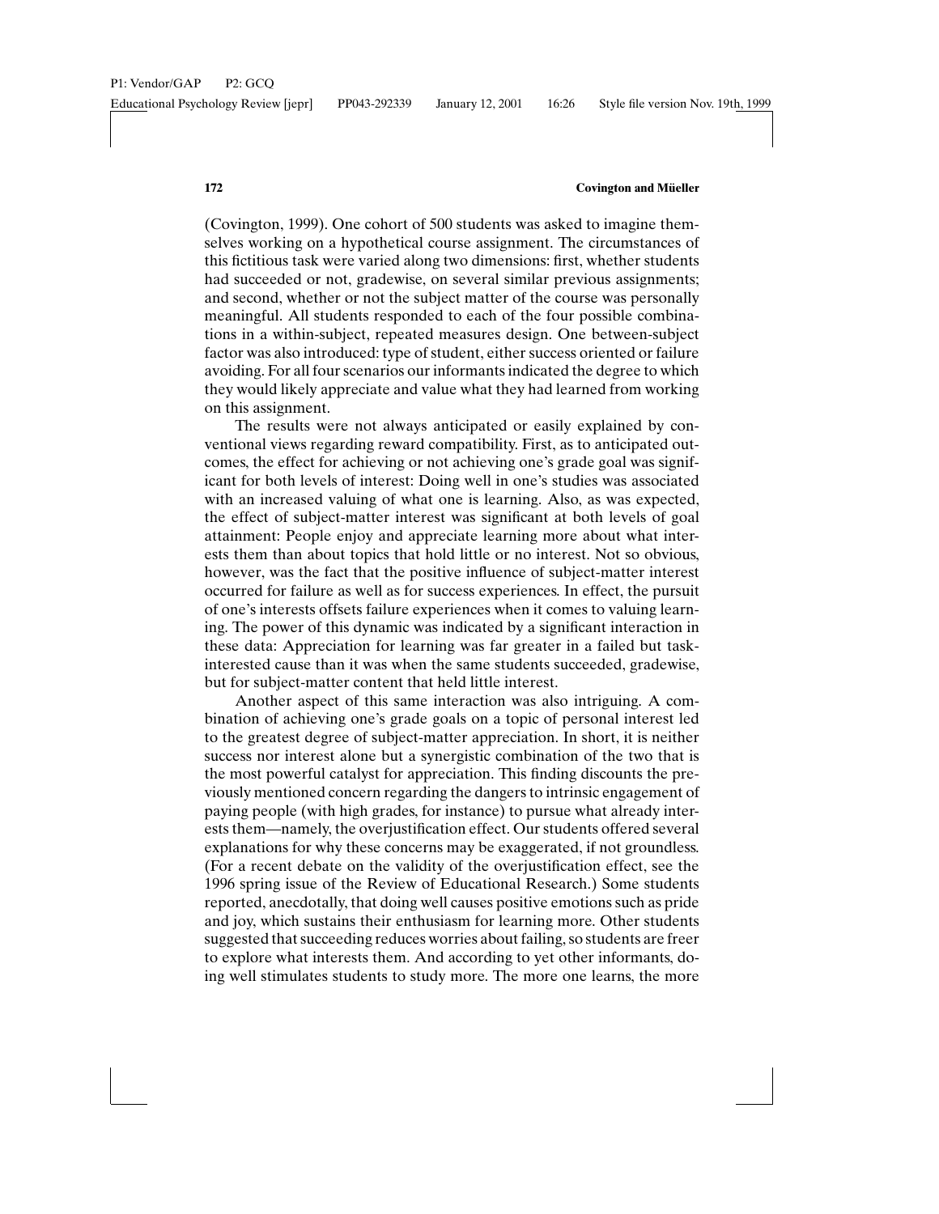(Covington, 1999). One cohort of 500 students was asked to imagine themselves working on a hypothetical course assignment. The circumstances of this fictitious task were varied along two dimensions: first, whether students had succeeded or not, gradewise, on several similar previous assignments; and second, whether or not the subject matter of the course was personally meaningful. All students responded to each of the four possible combinations in a within-subject, repeated measures design. One between-subject factor was also introduced: type of student, either success oriented or failure avoiding. For all four scenarios our informants indicated the degree to which they would likely appreciate and value what they had learned from working on this assignment.

The results were not always anticipated or easily explained by conventional views regarding reward compatibility. First, as to anticipated outcomes, the effect for achieving or not achieving one's grade goal was significant for both levels of interest: Doing well in one's studies was associated with an increased valuing of what one is learning. Also, as was expected, the effect of subject-matter interest was significant at both levels of goal attainment: People enjoy and appreciate learning more about what interests them than about topics that hold little or no interest. Not so obvious, however, was the fact that the positive influence of subject-matter interest occurred for failure as well as for success experiences. In effect, the pursuit of one's interests offsets failure experiences when it comes to valuing learning. The power of this dynamic was indicated by a significant interaction in these data: Appreciation for learning was far greater in a failed but task-interested cause than it was when the same students succeeded, gradewise, but for subject-matter content that held little interest.

Another aspect of this same interaction was also intriguing. A combination of achieving one's grade goals on a topic of personal interest led to the greatest degree of subject-matter appreciation. In short, it is neither success nor interest alone but a synergistic combination of the two that is the most powerful catalyst for appreciation. This finding discounts the previously mentioned concern regarding the dangers to intrinsic engagement of paying people (with high grades, for instance) to pursue what already interests them—namely, the overjustification effect. Our students offered several explanations for why these concerns may be exaggerated, if not groundless. (For a recent debate on the validity of the overjustification effect, see the 1996 spring issue of the Review of Educational Research.) Some students reported, anecdotally, that doing well causes positive emotions such as pride and joy, which sustains their enthusiasm for learning more. Other students suggested that succeeding reduces worries about failing, so students are freer to explore what interests them. And according to yet other informants, doing well stimulates students to study more. The more one learns, the more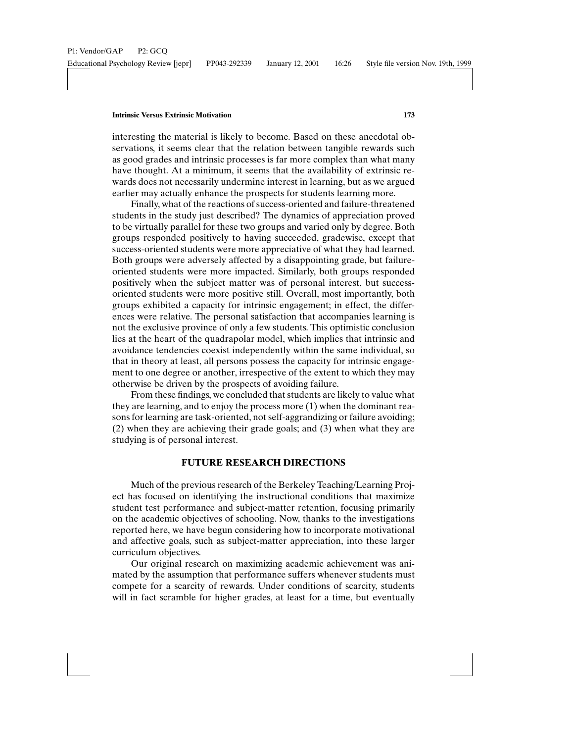interesting the material is likely to become. Based on these anecdotal observations, it seems clear that the relation between tangible rewards such as good grades and intrinsic processes is far more complex than what many have thought. At a minimum, it seems that the availability of extrinsic rewards does not necessarily undermine interest in learning, but as we argued earlier may actually enhance the prospects for students learning more.

Finally, what of the reactions of success-oriented and failure-threatened students in the study just described? The dynamics of appreciation proved to be virtually parallel for these two groups and varied only by degree. Both groups responded positively to having succeeded, gradewise, except that success-oriented students were more appreciative of what they had learned. Both groups were adversely affected by a disappointing grade, but failure-oriented students were more impacted. Similarly, both groups responded positively when the subject matter was of personal interest, but success-oriented students were more positive still. Overall, most importantly, both groups exhibited a capacity for intrinsic engagement; in effect, the differences were relative. The personal satisfaction that accompanies learning is not the exclusive province of only a few students. This optimistic conclusion lies at the heart of the quadrapolar model, which implies that intrinsic and avoidance tendencies coexist independently within the same individual, so that in theory at least, all persons possess the capacity for intrinsic engagement to one degree or another, irrespective of the extent to which they may otherwise be driven by the prospects of avoiding failure.

From these findings, we concluded that students are likely to value what they are learning, and to enjoy the process more (1) when the dominant reasons for learning are task-oriented, not self-aggrandizing or failure avoiding; (2) when they are achieving their grade goals; and (3) when what they are studying is of personal interest.

## FUTURE RESEARCH DIRECTIONS

Much of the previous research of the Berkeley Teaching/Learning Project has focused on identifying the instructional conditions that maximize student test performance and subject-matter retention, focusing primarily on the academic objectives of schooling. Now, thanks to the investigations reported here, we have begun considering how to incorporate motivational and affective goals, such as subject-matter appreciation, into these larger curriculum objectives.

Our original research on maximizing academic achievement was animated by the assumption that performance suffers whenever students must compete for a scarcity of rewards. Under conditions of scarcity, students will in fact scramble for higher grades, at least for a time, but eventually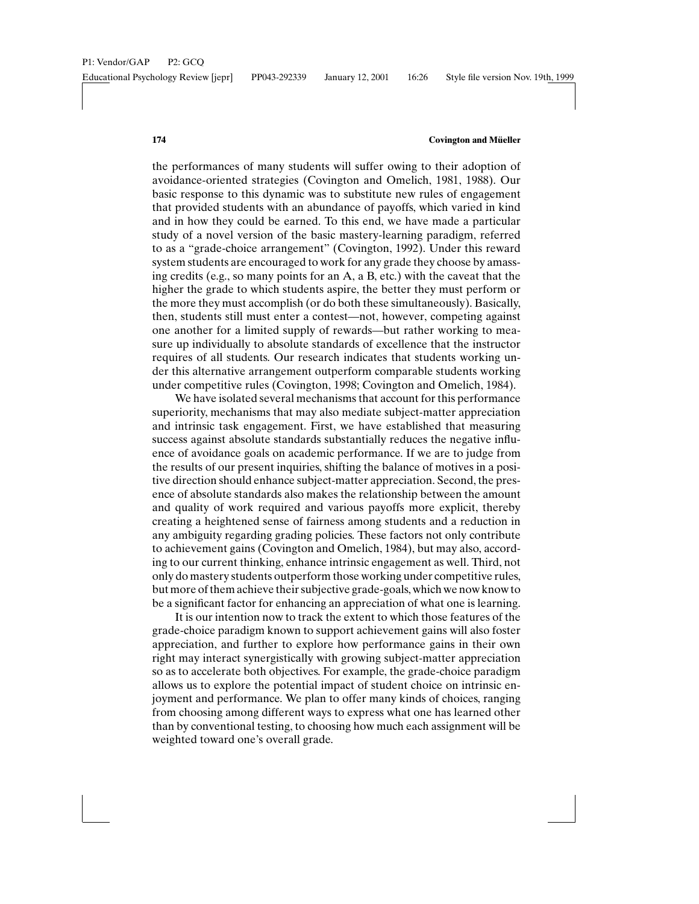the performances of many students will suffer owing to their adoption of avoidance-oriented strategies (Covington and Omelich, 1981, 1988). Our basic response to this dynamic was to substitute new rules of engagement that provided students with an abundance of payoffs, which varied in kind and in how they could be earned. To this end, we have made a particular study of a novel version of the basic mastery-learning paradigm, referred to as a "grade-choice arrangement" (Covington, 1992). Under this reward system students are encouraged to work for any grade they choose by amassing credits (e.g., so many points for an A, a B, etc.) with the caveat that the higher the grade to which students aspire, the better they must perform or the more they must accomplish (or do both these simultaneously). Basically, then, students still must enter a contest—not, however, competing against one another for a limited supply of rewards—but rather working to measure up individually to absolute standards of excellence that the instructor requires of all students. Our research indicates that students working under this alternative arrangement outperform comparable students working under competitive rules (Covington, 1998; Covington and Omelich, 1984).

We have isolated several mechanisms that account for this performance superiority, mechanisms that may also mediate subject-matter appreciation and intrinsic task engagement. First, we have established that measuring success against absolute standards substantially reduces the negative influence of avoidance goals on academic performance. If we are to judge from the results of our present inquiries, shifting the balance of motives in a positive direction should enhance subject-matter appreciation. Second, the presence of absolute standards also makes the relationship between the amount and quality of work required and various payoffs more explicit, thereby creating a heightened sense of fairness among students and a reduction in any ambiguity regarding grading policies. These factors not only contribute to achievement gains (Covington and Omelich, 1984), but may also, according to our current thinking, enhance intrinsic engagement as well. Third, not only do mastery students outperform those working under competitive rules, but more of them achieve their subjective grade-goals, which we now know to be a significant factor for enhancing an appreciation of what one is learning.

It is our intention now to track the extent to which those features of the grade-choice paradigm known to support achievement gains will also foster appreciation, and further to explore how performance gains in their own right may interact synergistically with growing subject-matter appreciation so as to accelerate both objectives. For example, the grade-choice paradigm allows us to explore the potential impact of student choice on intrinsic enjoyment and performance. We plan to offer many kinds of choices, ranging from choosing among different ways to express what one has learned other than by conventional testing, to choosing how much each assignment will be weighted toward one's overall grade.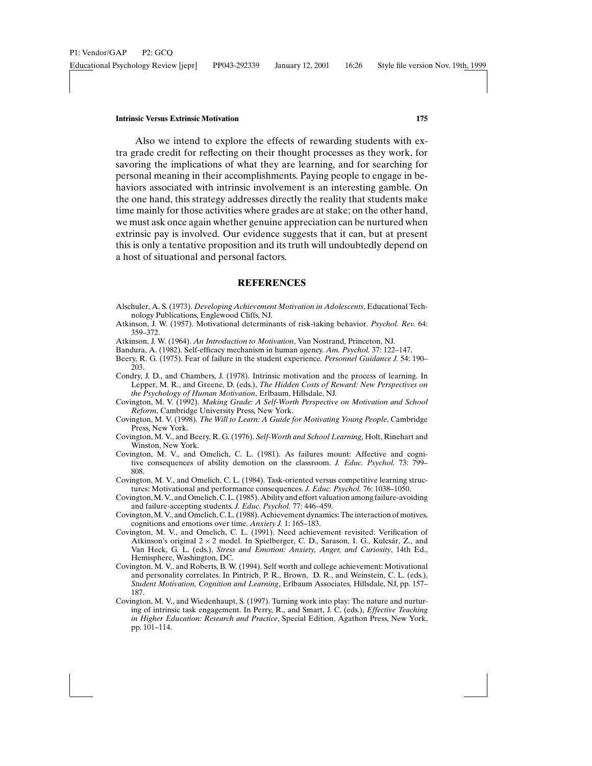Also we intend to explore the effects of rewarding students with extra grade credit for reflecting on their thought processes as they work, for savoring the implications of what they are learning, and for searching for personal meaning in their accomplishments. Paying people to engage in behaviors associated with intrinsic involvement is an interesting gamble. On the one hand, this strategy addresses directly the reality that students make time mainly for those activities where grades are at stake; on the other hand, we must ask once again whether genuine appreciation can be nurtured when extrinsic pay is involved. Our evidence suggests that it can, but at present this is only a tentative proposition and its truth will undoubtedly depend on a host of situational and personal factors.

## REFERENCES

Alschuler, A. S. (1973). *Developing Achievement Motivation in Adolescents*, Educational Technology Publications, Englewood Cliffs, NJ.

Atkinson, J. W. (1957). Motivational determinants of risk-taking behavior. *Psychol. Rev.* 64: 359–372.

Atkinson, J. W. (1964). *An Introduction to Motivation*, Van Nostrand, Princeton, NJ.

Bandura, A. (1982). Self-efficacy mechanism in human agency. *Am. Psychol.* 37: 122–147.

Beery, R. G. (1975). Fear of failure in the student experience. *Personnel Guidance J.* 54: 190–203.

Condry, J. D., and Chambers, J. (1978). Intrinsic motivation and the process of learning. In Lepper, M. R., and Greene, D. (eds.), *The Hidden Costs of Reward: New Perspectives on the Psychology of Human Motivation*, Erlbaum, Hillsdale, NJ.

Covington, M. V. (1992). *Making Grade: A Self-Worth Perspective on Motivation and School Reform*, Cambridge University Press, New York.

Covington, M. V. (1998). *The Will to Learn: A Guide for Motivating Young People*, Cambridge Press, New York.

Covington, M. V., and Beery, R. G. (1976). *Self-Worth and School Learning*, Holt, Rinehart and Winston, New York.

Covington, M. V., and Omelich, C. L. (1981). As failures mount: Affective and cognitive consequences of ability demotion on the classroom. *J. Educ. Psychol.* 73: 799–808.

Covington, M. V., and Omelich, C. L. (1984). Task-oriented versus competitive learning structures: Motivational and performance consequences. *J. Educ. Psychol.* 76: 1038–1050.

Covington, M. V., and Omelich, C. L. (1985). Ability and effort valuation among failure-avoiding and failure-accepting students. *J. Educ. Psychol.* 77: 446–459.

Covington, M. V., and Omelich, C. L. (1988). Achievement dynamics: The interaction of motives, cognitions and emotions over time. *Anxiety J.* 1: 165–183.

Covington, M. V., and Omelich, C. L. (1991). Need achievement revisited: Verification of Atkinson's original $2 \times 2$ model. In Spielberger, C. D., Sarason, I. G., Kulcsár, Z., and Van Heck, G. L. (eds.), *Stress and Emotion: Anxiety, Anger, and Curiosity*, 14th Ed., Hemisphere, Washington, DC.

Covington, M. V., and Roberts, B. W. (1994). Self worth and college achievement: Motivational and personality correlates. In Pintrich, P. R., Brown, D. R., and Weinstein, C. L. (eds.), *Student Motivation, Cognition and Learning*, Erlbaum Associates, Hillsdale, NJ, pp. 157–187.

Covington, M. V., and Wiedenhaupt, S. (1997). Turning work into play: The nature and nurturing of intrinsic task engagement. In Perry, R., and Smart, J. C. (eds.), *Effective Teaching in Higher Education: Research and Practice*, Special Edition, Agathon Press, New York, pp. 101–114.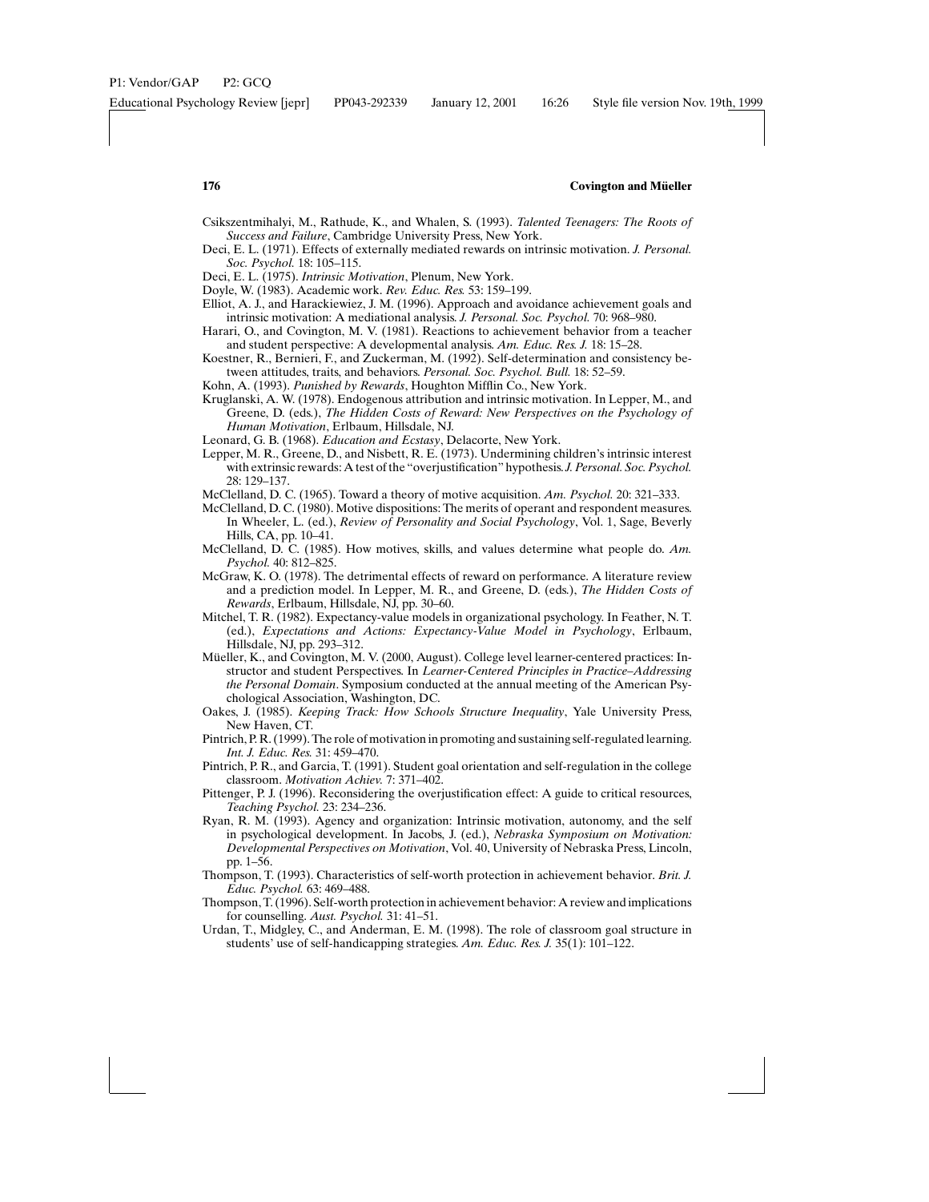Csikszentmihalyi, M., Rathude, K., and Whalen, S. (1993). *Talented Teenagers: The Roots of Success and Failure*, Cambridge University Press, New York.

Deci, E. L. (1971). Effects of externally mediated rewards on intrinsic motivation. *J. Personal. Soc. Psychol.* 18: 105–115.

Deci, E. L. (1975). *Intrinsic Motivation*, Plenum, New York.

Doyle, W. (1983). Academic work. *Rev. Educ. Res.* 53: 159–199.

Elliot, A. J., and Harackiewiez, J. M. (1996). Approach and avoidance achievement goals and intrinsic motivation: A mediational analysis. *J. Personal. Soc. Psychol.* 70: 968–980.

Harari, O., and Covington, M. V. (1981). Reactions to achievement behavior from a teacher and student perspective: A developmental analysis. *Am. Educ. Res. J.* 18: 15–28.

Koestner, R., Bernieri, F., and Zuckerman, M. (1992). Self-determination and consistency between attitudes, traits, and behaviors. *Personal. Soc. Psychol. Bull.* 18: 52–59.

Kohn, A. (1993). *Punished by Rewards*, Houghton Mifflin Co., New York.

Kruglanski, A. W. (1978). Endogenous attribution and intrinsic motivation. In Lepper, M., and Greene, D. (eds.), *The Hidden Costs of Reward: New Perspectives on the Psychology of Human Motivation*, Erlbaum, Hillsdale, NJ.

Leonard, G. B. (1968). *Education and Ecstasy*, Delacorte, New York.

Lepper, M. R., Greene, D., and Nisbett, R. E. (1973). Undermining children's intrinsic interest with extrinsic rewards: A test of the "overjustification" hypothesis. *J. Personal. Soc. Psychol.* 28: 129–137.

McClelland, D. C. (1965). Toward a theory of motive acquisition. *Am. Psychol.* 20: 321–333.

McClelland, D. C. (1980). Motive dispositions: The merits of operant and respondent measures. In Wheeler, L. (ed.), *Review of Personality and Social Psychology*, Vol. 1, Sage, Beverly Hills, CA, pp. 10–41.

McClelland, D. C. (1985). How motives, skills, and values determine what people do. *Am. Psychol.* 40: 812–825.

McGraw, K. O. (1978). The detrimental effects of reward on performance. A literature review and a prediction model. In Lepper, M. R., and Greene, D. (eds.), *The Hidden Costs of Rewards*, Erlbaum, Hillsdale, NJ, pp. 30–60.

Mitchel, T. R. (1982). Expectancy-value models in organizational psychology. In Feather, N. T. (ed.), *Expectations and Actions: Expectancy-Value Model in Psychology*, Erlbaum, Hillsdale, NJ, pp. 293–312.

Müeller, K., and Covington, M. V. (2000, August). College level learner-centered practices: Instructor and student Perspectives. In *Learner-Centered Principles in Practice–Addressing the Personal Domain*. Symposium conducted at the annual meeting of the American Psychological Association, Washington, DC.

Oakes, J. (1985). *Keeping Track: How Schools Structure Inequality*, Yale University Press, New Haven, CT.

Pintrich, P. R. (1999). The role of motivation in promoting and sustaining self-regulated learning. *Int. J. Educ. Res.* 31: 459–470.

Pintrich, P. R., and Garcia, T. (1991). Student goal orientation and self-regulation in the college classroom. *Motivation Achiev.* 7: 371–402.

Pittenger, P. J. (1996). Reconsidering the overjustification effect: A guide to critical resources, *Teaching Psychol.* 23: 234–236.

Ryan, R. M. (1993). Agency and organization: Intrinsic motivation, autonomy, and the self in psychological development. In Jacobs, J. (ed.), *Nebraska Symposium on Motivation: Developmental Perspectives on Motivation*, Vol. 40, University of Nebraska Press, Lincoln, pp. 1–56.

Thompson, T. (1993). Characteristics of self-worth protection in achievement behavior. *Brit. J. Educ. Psychol.* 63: 469–488.

Thompson, T. (1996). Self-worth protection in achievement behavior: A review and implications for counselling. *Aust. Psychol.* 31: 41–51.

Urdan, T., Midgley, C., and Anderman, E. M. (1998). The role of classroom goal structure in students' use of self-handicapping strategies. *Am. Educ. Res. J.* 35(1): 101–122.